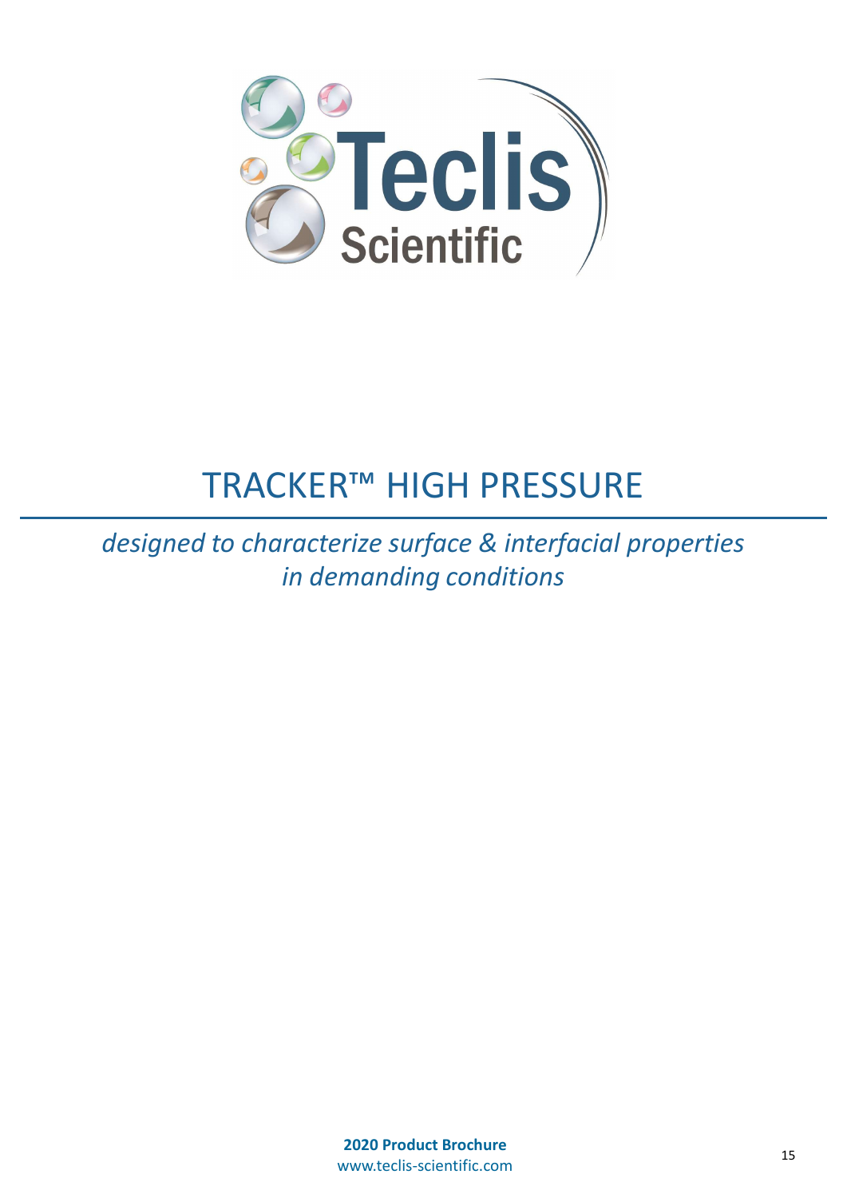# TRACKER™ HIGH PRESSURE

*designed to characterize surface & interfacial properties in demanding conditions*

**2020 Product Brochure**
www.teclis-scientific.com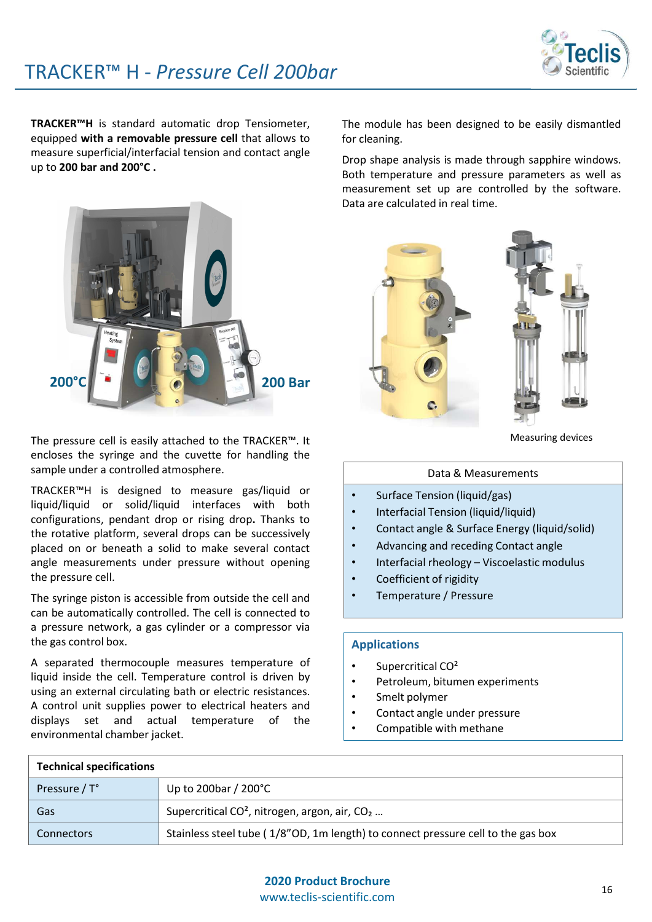# TRACKER™ H - *Pressure Cell 200bar*

**TRACKER™H** is standard automatic drop Tensiometer, equipped **with a removable pressure cell** that allows to measure superficial/interfacial tension and contact angle up to **200 bar and 200°C .**

200°C

200 Bar

The pressure cell is easily attached to the TRACKER™. It encloses the syringe and the cuvette for handling the sample under a controlled atmosphere.

TRACKER™H is designed to measure gas/liquid or liquid/liquid or solid/liquid interfaces with both configurations, pendant drop or rising drop**.** Thanks to the rotative platform, several drops can be successively placed on or beneath a solid to make several contact angle measurements under pressure without opening the pressure cell.

The syringe piston is accessible from outside the cell and can be automatically controlled. The cell is connected to a pressure network, a gas cylinder or a compressor via the gas control box.

A separated thermocouple measures temperature of liquid inside the cell. Temperature control is driven by using an external circulating bath or electric resistances. A control unit supplies power to electrical heaters and displays set and actual temperature of the environmental chamber jacket.

The module has been designed to be easily dismantled for cleaning.

Drop shape analysis is made through sapphire windows. Both temperature and pressure parameters as well as measurement set up are controlled by the software. Data are calculated in real time.

Measuring devices

**Data & Measurements**

- Surface Tension (liquid/gas)
- Interfacial Tension (liquid/liquid)
- Contact angle & Surface Energy (liquid/solid)
- Advancing and receding Contact angle
- Interfacial rheology – Viscoelastic modulus
- Coefficient of rigidity
- Temperature / Pressure

**Applications**

- Supercritical $CO^2$
- Petroleum, bitumen experiments
- Smelt polymer
- Contact angle under pressure
- Compatible with methane

| **Technical specifications** | |
|---|---|
| Pressure / T° | Up to 200bar / 200°C |
| Gas | Supercritical $CO^2$, nitrogen, argon, air, $CO_2$ … |
| Connectors | Stainless steel tube ( 1/8"OD, 1m length) to connect pressure cell to the gas box |

**2020 Product Brochure**
www.teclis-scientific.com